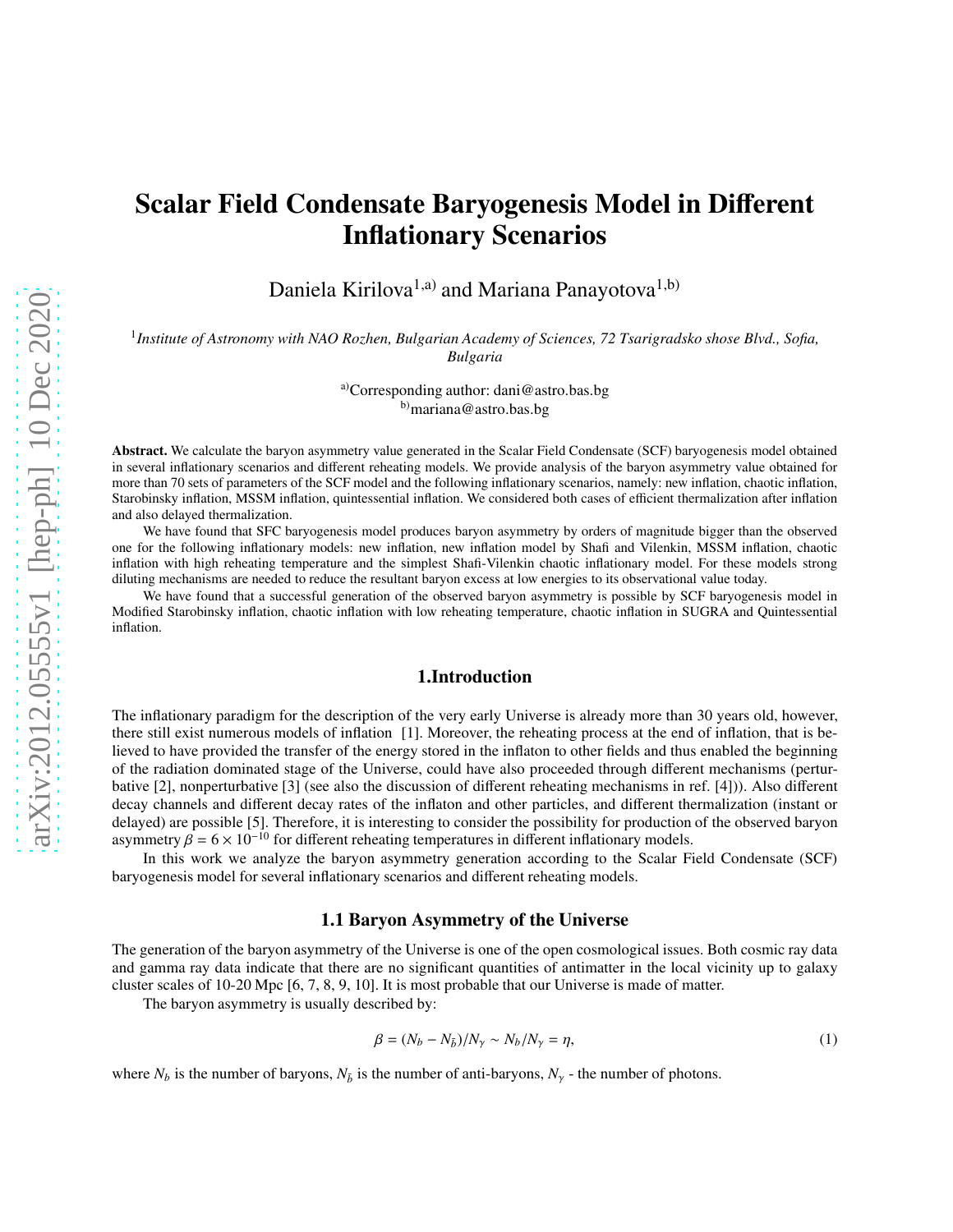# Scalar Field Condensate Baryogenesis Model in Different Inflationary Scenarios

Daniela Kirilova[1,a)] and Mariana Panayotova[1,b)]

[1] *Institute of Astronomy with NAO Rozhen, Bulgarian Academy of Sciences, 72 Tsarigradsko shose Blvd., Sofia, Bulgaria*

[a)] Corresponding author: dani@astro.bas.bg
[b)] mariana@astro.bas.bg

**Abstract.** We calculate the baryon asymmetry value generated in the Scalar Field Condensate (SCF) baryogenesis model obtained in several inflationary scenarios and different reheating models. We provide analysis of the baryon asymmetry value obtained for more than 70 sets of parameters of the SCF model and the following inflationary scenarios, namely: new inflation, chaotic inflation, Starobinsky inflation, MSSM inflation, quintessential inflation. We considered both cases of efficient thermalization after inflation and also delayed thermalization.

We have found that SFC baryogenesis model produces baryon asymmetry by orders of magnitude bigger than the observed one for the following inflationary models: new inflation, new inflation model by Shafi and Vilenkin, MSSM inflation, chaotic inflation with high reheating temperature and the simplest Shafi-Vilenkin chaotic inflationary model. For these models strong diluting mechanisms are needed to reduce the resultant baryon excess at low energies to its observational value today.

We have found that a successful generation of the observed baryon asymmetry is possible by SCF baryogenesis model in Modified Starobinsky inflation, chaotic inflation with low reheating temperature, chaotic inflation in SUGRA and Quintessential inflation.

## 1.Introduction

The inflationary paradigm for the description of the very early Universe is already more than 30 years old, however, there still exist numerous models of inflation [1]. Moreover, the reheating process at the end of inflation, that is believed to have provided the transfer of the energy stored in the inflaton to other fields and thus enabled the beginning of the radiation dominated stage of the Universe, could have also proceeded through different mechanisms (perturbative [2], nonperturbative [3] (see also the discussion of different reheating mechanisms in ref. [4])). Also different decay channels and different decay rates of the inflaton and other particles, and different thermalization (instant or delayed) are possible [5]. Therefore, it is interesting to consider the possibility for production of the observed baryon asymmetry $\beta = 6 \times 10^{-10}$ for different reheating temperatures in different inflationary models.

In this work we analyze the baryon asymmetry generation according to the Scalar Field Condensate (SCF) baryogenesis model for several inflationary scenarios and different reheating models.

### 1.1 Baryon Asymmetry of the Universe

The generation of the baryon asymmetry of the Universe is one of the open cosmological issues. Both cosmic ray data and gamma ray data indicate that there are no significant quantities of antimatter in the local vicinity up to galaxy cluster scales of 10-20 Mpc [6, 7, 8, 9, 10]. It is most probable that our Universe is made of matter.

The baryon asymmetry is usually described by:

$$\beta = (N_b - N_{\bar{b}})/N_\gamma \sim N_b/N_\gamma = \eta, \tag{1}$$

where $N_b$ is the number of baryons, $N_{\bar{b}}$ is the number of anti-baryons, $N_\gamma$ - the number of photons.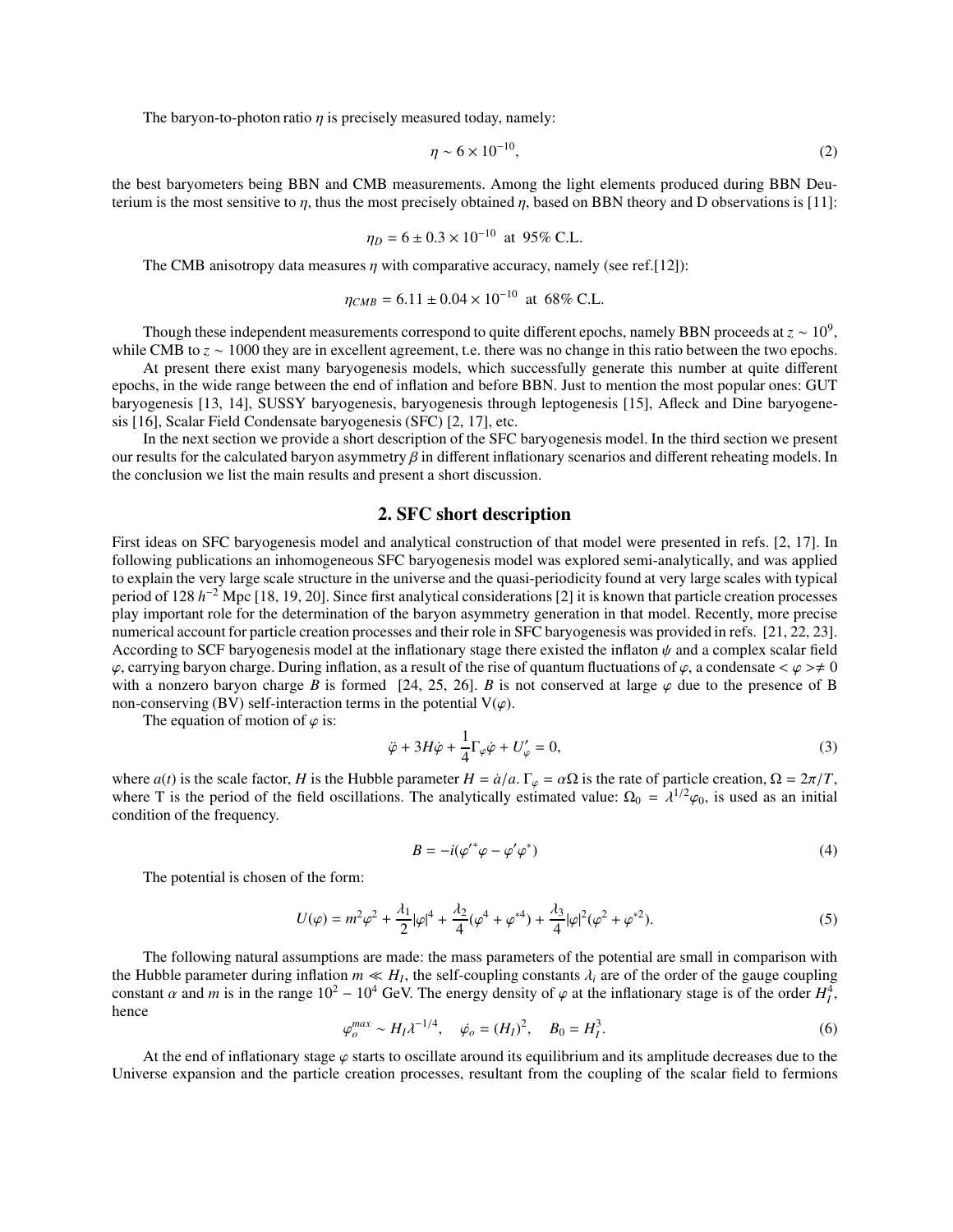The baryon-to-photon ratio $\eta$ is precisely measured today, namely:

$$\eta \sim 6 \times 10^{-10}, \tag{2}$$

the best baryometers being BBN and CMB measurements. Among the light elements produced during BBN Deuterium is the most sensitive to $\eta$, thus the most precisely obtained $\eta$, based on BBN theory and D observations is [11]:

$$\eta_D = 6 \pm 0.3 \times 10^{-10} \;\text{ at }\; 95\% \text{ C.L.}$$

The CMB anisotropy data measures $\eta$ with comparative accuracy, namely (see ref.[12]):

$$\eta_{CMB} = 6.11 \pm 0.04 \times 10^{-10} \;\text{ at }\; 68\% \text{ C.L.}$$

Though these independent measurements correspond to quite different epochs, namely BBN proceeds at $z \sim 10^9$, while CMB to $z \sim 1000$ they are in excellent agreement, t.e. there was no change in this ratio between the two epochs.

At present there exist many baryogenesis models, which successfully generate this number at quite different epochs, in the wide range between the end of inflation and before BBN. Just to mention the most popular ones: GUT baryogenesis [13, 14], SUSSY baryogenesis, baryogenesis through leptogenesis [15], Afleck and Dine baryogenesis [16], Scalar Field Condensate baryogenesis (SFC) [2, 17], etc.

In the next section we provide a short description of the SFC baryogenesis model. In the third section we present our results for the calculated baryon asymmetry $\beta$ in different inflationary scenarios and different reheating models. In the conclusion we list the main results and present a short discussion.

## 2. SFC short description

First ideas on SFC baryogenesis model and analytical construction of that model were presented in refs. [2, 17]. In following publications an inhomogeneous SFC baryogenesis model was explored semi-analytically, and was applied to explain the very large scale structure in the universe and the quasi-periodicity found at very large scales with typical period of 128 $h^{-2}$ Mpc [18, 19, 20]. Since first analytical considerations [2] it is known that particle creation processes play important role for the determination of the baryon asymmetry generation in that model. Recently, more precise numerical account for particle creation processes and their role in SFC baryogenesis was provided in refs. [21, 22, 23]. According to SCF baryogenesis model at the inflationary stage there existed the inflaton $\psi$ and a complex scalar field $\varphi$, carrying baryon charge. During inflation, as a result of the rise of quantum fluctuations of $\varphi$, a condensate $<\varphi>\neq 0$ with a nonzero baryon charge $B$ is formed [24, 25, 26]. $B$ is not conserved at large $\varphi$ due to the presence of B non-conserving (BV) self-interaction terms in the potential V($\varphi$).

The equation of motion of $\varphi$ is:

$$\ddot{\varphi} + 3H\dot{\varphi} + \frac{1}{4}\Gamma_\varphi \dot{\varphi} + U'_\varphi = 0, \tag{3}$$

where $a(t)$ is the scale factor, $H$ is the Hubble parameter $H = \dot{a}/a$. $\Gamma_\varphi = \alpha\Omega$ is the rate of particle creation, $\Omega = 2\pi/T$, where T is the period of the field oscillations. The analytically estimated value: $\Omega_0 = \lambda^{1/2}\varphi_0$, is used as an initial condition of the frequency.

$$B = -i(\varphi'^*\varphi - \varphi'\varphi^*) \tag{4}$$

The potential is chosen of the form:

$$U(\varphi) = m^2\varphi^2 + \frac{\lambda_1}{2}|\varphi|^4 + \frac{\lambda_2}{4}(\varphi^4 + \varphi^{*4}) + \frac{\lambda_3}{4}|\varphi|^2(\varphi^2 + \varphi^{*2}). \tag{5}$$

The following natural assumptions are made: the mass parameters of the potential are small in comparison with the Hubble parameter during inflation $m \ll H_I$, the self-coupling constants $\lambda_i$ are of the order of the gauge coupling constant $\alpha$ and $m$ is in the range $10^2 - 10^4$ GeV. The energy density of $\varphi$ at the inflationary stage is of the order $H_I^4$, hence

$$\varphi_o^{max} \sim H_I\lambda^{-1/4}, \quad \dot{\varphi}_o = (H_I)^2, \quad B_0 = H_I^3. \tag{6}$$

At the end of inflationary stage $\varphi$ starts to oscillate around its equilibrium and its amplitude decreases due to the Universe expansion and the particle creation processes, resultant from the coupling of the scalar field to fermions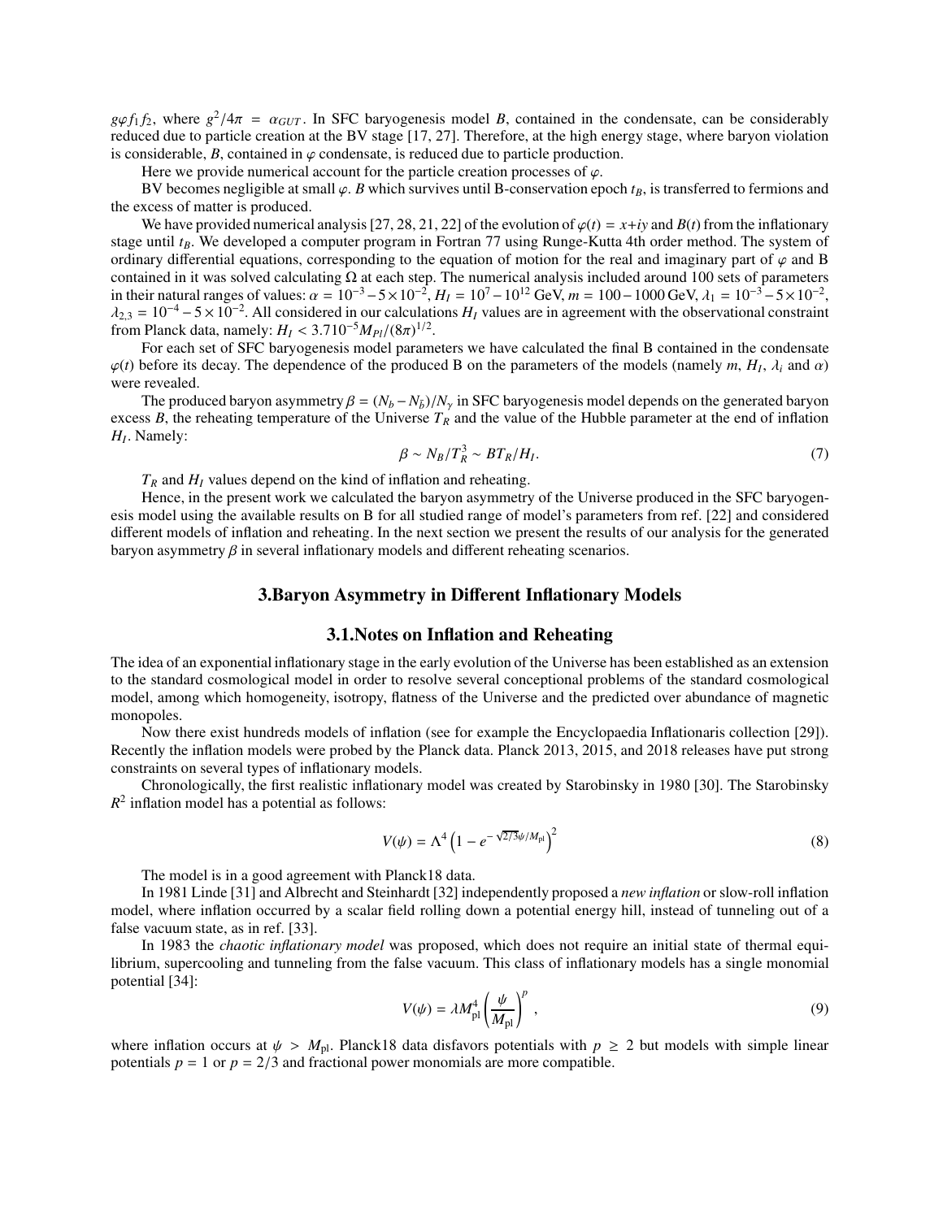$g\varphi f_1 f_2$, where $g^2/4\pi = \alpha_{GUT}$. In SFC baryogenesis model $B$, contained in the condensate, can be considerably reduced due to particle creation at the BV stage [17, 27]. Therefore, at the high energy stage, where baryon violation is considerable, $B$, contained in $\varphi$ condensate, is reduced due to particle production.

Here we provide numerical account for the particle creation processes of $\varphi$.

BV becomes negligible at small $\varphi$. $B$ which survives until B-conservation epoch $t_B$, is transferred to fermions and the excess of matter is produced.

We have provided numerical analysis [27, 28, 21, 22] of the evolution of $\varphi(t) = x+iy$ and $B(t)$ from the inflationary stage until $t_B$. We developed a computer program in Fortran 77 using Runge-Kutta 4th order method. The system of ordinary differential equations, corresponding to the equation of motion for the real and imaginary part of $\varphi$ and B contained in it was solved calculating $\Omega$ at each step. The numerical analysis included around 100 sets of parameters in their natural ranges of values: $\alpha = 10^{-3}-5\times10^{-2}$, $H_I = 10^7-10^{12}$ GeV, $m = 100-1000$ GeV, $\lambda_1 = 10^{-3}-5\times10^{-2}$, $\lambda_{2,3} = 10^{-4}-5\times10^{-2}$. All considered in our calculations $H_I$ values are in agreement with the observational constraint from Planck data, namely: $H_I < 3.710^{-5}M_{Pl}/(8\pi)^{1/2}$.

For each set of SFC baryogenesis model parameters we have calculated the final B contained in the condensate $\varphi(t)$ before its decay. The dependence of the produced B on the parameters of the models (namely $m$, $H_I$, $\lambda_i$ and $\alpha$) were revealed.

The produced baryon asymmetry $\beta = (N_b - N_{\bar{b}})/N_\gamma$ in SFC baryogenesis model depends on the generated baryon excess $B$, the reheating temperature of the Universe $T_R$ and the value of the Hubble parameter at the end of inflation $H_I$. Namely:

$$\beta \sim N_B/T_R^3 \sim BT_R/H_I. \tag{7}$$

$T_R$ and $H_I$ values depend on the kind of inflation and reheating.

Hence, in the present work we calculated the baryon asymmetry of the Universe produced in the SFC baryogenesis model using the available results on B for all studied range of model's parameters from ref. [22] and considered different models of inflation and reheating. In the next section we present the results of our analysis for the generated baryon asymmetry $\beta$ in several inflationary models and different reheating scenarios.

## 3.Baryon Asymmetry in Different Inflationary Models

### 3.1.Notes on Inflation and Reheating

The idea of an exponential inflationary stage in the early evolution of the Universe has been established as an extension to the standard cosmological model in order to resolve several conceptional problems of the standard cosmological model, among which homogeneity, isotropy, flatness of the Universe and the predicted over abundance of magnetic monopoles.

Now there exist hundreds models of inflation (see for example the Encyclopaedia Inflationaris collection [29]). Recently the inflation models were probed by the Planck data. Planck 2013, 2015, and 2018 releases have put strong constraints on several types of inflationary models.

Chronologically, the first realistic inflationary model was created by Starobinsky in 1980 [30]. The Starobinsky $R^2$ inflation model has a potential as follows:

$$V(\psi) = \Lambda^4\left(1 - e^{-\sqrt{2/3}\psi/M_{\rm pl}}\right)^2 \tag{8}$$

The model is in a good agreement with Planck18 data.

In 1981 Linde [31] and Albrecht and Steinhardt [32] independently proposed a *new inflation* or slow-roll inflation model, where inflation occurred by a scalar field rolling down a potential energy hill, instead of tunneling out of a false vacuum state, as in ref. [33].

In 1983 the *chaotic inflationary model* was proposed, which does not require an initial state of thermal equilibrium, supercooling and tunneling from the false vacuum. This class of inflationary models has a single monomial potential [34]:

$$V(\psi) = \lambda M_{\rm pl}^4\left(\frac{\psi}{M_{\rm pl}}\right)^p, \tag{9}$$

where inflation occurs at $\psi > M_{\rm pl}$. Planck18 data disfavors potentials with $p \geq 2$ but models with simple linear potentials $p = 1$ or $p = 2/3$ and fractional power monomials are more compatible.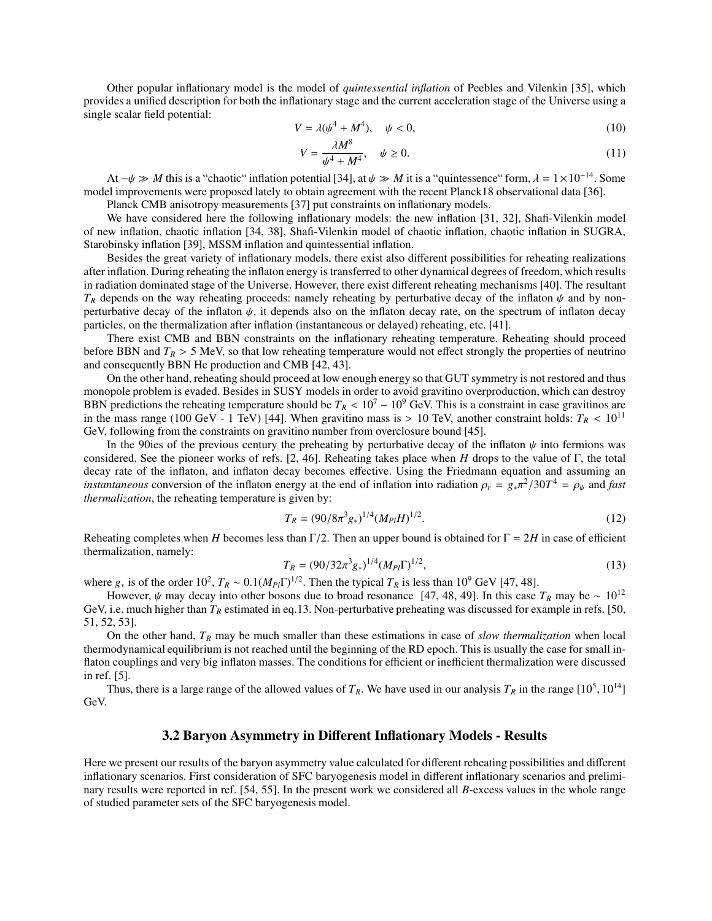Other popular inflationary model is the model of *quintessential inflation* of Peebles and Vilenkin [35], which provides a unified description for both the inflationary stage and the current acceleration stage of the Universe using a single scalar field potential:

$$V = \lambda(\psi^4 + M^4), \quad \psi < 0, \tag{10}$$

$$V = \frac{\lambda M^8}{\psi^4 + M^4}, \quad \psi \geq 0. \tag{11}$$

At $-\psi \gg M$ this is a "chaotic" inflation potential [34], at $\psi \gg M$ it is a "quintessence" form, $\lambda = 1 \times 10^{-14}$. Some model improvements were proposed lately to obtain agreement with the recent Planck18 observational data [36].

Planck CMB anisotropy measurements [37] put constraints on inflationary models.

We have considered here the following inflationary models: the new inflation [31, 32], Shafi-Vilenkin model of new inflation, chaotic inflation [34, 38], Shafi-Vilenkin model of chaotic inflation, chaotic inflation in SUGRA, Starobinsky inflation [39], MSSM inflation and quintessential inflation.

Besides the great variety of inflationary models, there exist also different possibilities for reheating realizations after inflation. During reheating the inflaton energy is transferred to other dynamical degrees of freedom, which results in radiation dominated stage of the Universe. However, there exist different reheating mechanisms [40]. The resultant $T_R$ depends on the way reheating proceeds: namely reheating by perturbative decay of the inflaton $\psi$ and by non-perturbative decay of the inflaton $\psi$, it depends also on the inflaton decay rate, on the spectrum of inflaton decay particles, on the thermalization after inflation (instantaneous or delayed) reheating, etc. [41].

There exist CMB and BBN constraints on the inflationary reheating temperature. Reheating should proceed before BBN and $T_R > 5$ MeV, so that low reheating temperature would not effect strongly the properties of neutrino and consequently BBN He production and CMB [42, 43].

On the other hand, reheating should proceed at low enough energy so that GUT symmetry is not restored and thus monopole problem is evaded. Besides in SUSY models in order to avoid gravitino overproduction, which can destroy BBN predictions the reheating temperature should be $T_R < 10^7 - 10^9$ GeV. This is a constraint in case gravitinos are in the mass range (100 GeV - 1 TeV) [44]. When gravitino mass is $> 10$ TeV, another constraint holds: $T_R < 10^{11}$ GeV, following from the constraints on gravitino number from overclosure bound [45].

In the 90ies of the previous century the preheating by perturbative decay of the inflaton $\psi$ into fermions was considered. See the pioneer works of refs. [2, 46]. Reheating takes place when $H$ drops to the value of $\Gamma$, the total decay rate of the inflaton, and inflaton decay becomes effective. Using the Friedmann equation and assuming an *instantaneous* conversion of the inflaton energy at the end of inflation into radiation $\rho_r = g_* \pi^2/30 T^4 = \rho_\psi$ and *fast thermalization*, the reheating temperature is given by:

$$T_R = (90/8\pi^3 g_*)^{1/4} (M_{Pl} H)^{1/2}. \tag{12}$$

Reheating completes when $H$ becomes less than $\Gamma/2$. Then an upper bound is obtained for $\Gamma = 2H$ in case of efficient thermalization, namely:

$$T_R = (90/32\pi^3 g_*)^{1/4} (M_{Pl} \Gamma)^{1/2}, \tag{13}$$

where $g_*$ is of the order $10^2$, $T_R \sim 0.1(M_{Pl}\Gamma)^{1/2}$. Then the typical $T_R$ is less than $10^9$ GeV [47, 48].

However, $\psi$ may decay into other bosons due to broad resonance [47, 48, 49]. In this case $T_R$ may be $\sim 10^{12}$ GeV, i.e. much higher than $T_R$ estimated in eq.13. Non-perturbative preheating was discussed for example in refs. [50, 51, 52, 53].

On the other hand, $T_R$ may be much smaller than these estimations in case of *slow thermalization* when local thermodynamical equilibrium is not reached until the beginning of the RD epoch. This is usually the case for small inflaton couplings and very big inflaton masses. The conditions for efficient or inefficient thermalization were discussed in ref. [5].

Thus, there is a large range of the allowed values of $T_R$. We have used in our analysis $T_R$ in the range $[10^5, 10^{14}]$ GeV.

## 3.2 Baryon Asymmetry in Different Inflationary Models - Results

Here we present our results of the baryon asymmetry value calculated for different reheating possibilities and different inflationary scenarios. First consideration of SFC baryogenesis model in different inflationary scenarios and preliminary results were reported in ref. [54, 55]. In the present work we considered all $B$-excess values in the whole range of studied parameter sets of the SFC baryogenesis model.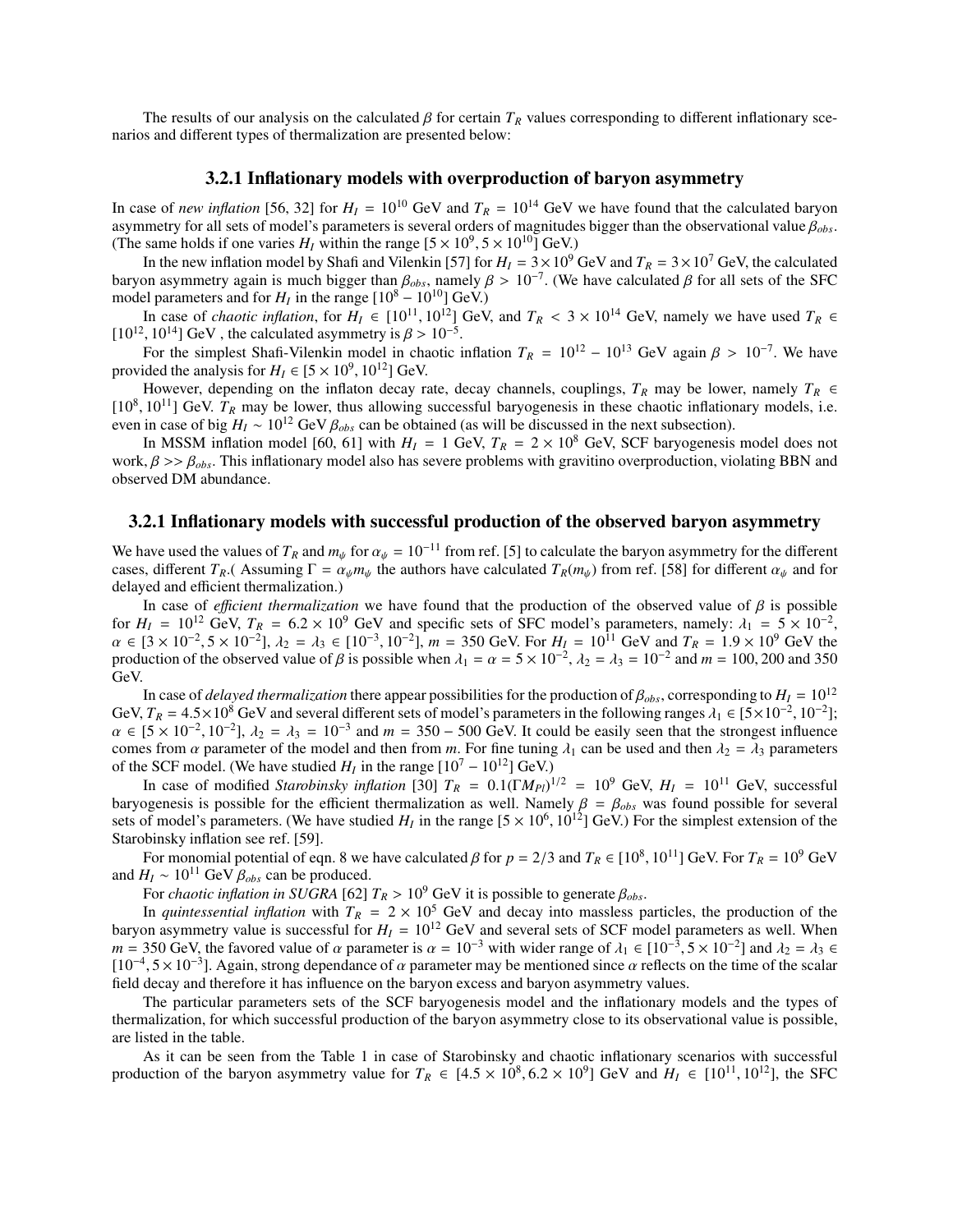The results of our analysis on the calculated $\beta$ for certain $T_R$ values corresponding to different inflationary scenarios and different types of thermalization are presented below:

### 3.2.1 Inflationary models with overproduction of baryon asymmetry

In case of *new inflation* [56, 32] for $H_I = 10^{10}$ GeV and $T_R = 10^{14}$ GeV we have found that the calculated baryon asymmetry for all sets of model's parameters is several orders of magnitudes bigger than the observational value $\beta_{obs}$. (The same holds if one varies $H_I$ within the range $[5 \times 10^9, 5 \times 10^{10}]$ GeV.)

In the new inflation model by Shafi and Vilenkin [57] for $H_I = 3 \times 10^9$ GeV and $T_R = 3 \times 10^7$ GeV, the calculated baryon asymmetry again is much bigger than $\beta_{obs}$, namely $\beta > 10^{-7}$. (We have calculated $\beta$ for all sets of the SFC model parameters and for $H_I$ in the range $[10^8 - 10^{10}]$ GeV.)

In case of *chaotic inflation*, for $H_I \in [10^{11}, 10^{12}]$ GeV, and $T_R < 3 \times 10^{14}$ GeV, namely we have used $T_R \in [10^{12}, 10^{14}]$ GeV , the calculated asymmetry is $\beta > 10^{-5}$.

For the simplest Shafi-Vilenkin model in chaotic inflation $T_R = 10^{12} - 10^{13}$ GeV again $\beta > 10^{-7}$. We have provided the analysis for $H_I \in [5 \times 10^9, 10^{12}]$ GeV.

However, depending on the inflaton decay rate, decay channels, couplings, $T_R$ may be lower, namely $T_R \in [10^8, 10^{11}]$ GeV. $T_R$ may be lower, thus allowing successful baryogenesis in these chaotic inflationary models, i.e. even in case of big $H_I \sim 10^{12}$ GeV $\beta_{obs}$ can be obtained (as will be discussed in the next subsection).

In MSSM inflation model [60, 61] with $H_I = 1$ GeV, $T_R = 2 \times 10^8$ GeV, SCF baryogenesis model does not work, $\beta >> \beta_{obs}$. This inflationary model also has severe problems with gravitino overproduction, violating BBN and observed DM abundance.

### 3.2.1 Inflationary models with successful production of the observed baryon asymmetry

We have used the values of $T_R$ and $m_\psi$ for $\alpha_\psi = 10^{-11}$ from ref. [5] to calculate the baryon asymmetry for the different cases, different $T_R$.( Assuming $\Gamma = \alpha_\psi m_\psi$ the authors have calculated $T_R(m_\psi)$ from ref. [58] for different $\alpha_\psi$ and for delayed and efficient thermalization.)

In case of *efficient thermalization* we have found that the production of the observed value of $\beta$ is possible for $H_I = 10^{12}$ GeV, $T_R = 6.2 \times 10^9$ GeV and specific sets of SFC model's parameters, namely: $\lambda_1 = 5 \times 10^{-2}$, $\alpha \in [3 \times 10^{-2}, 5 \times 10^{-2}]$, $\lambda_2 = \lambda_3 \in [10^{-3}, 10^{-2}]$, $m = 350$ GeV. For $H_I = 10^{11}$ GeV and $T_R = 1.9 \times 10^9$ GeV the production of the observed value of $\beta$ is possible when $\lambda_1 = \alpha = 5 \times 10^{-2}$, $\lambda_2 = \lambda_3 = 10^{-2}$ and $m = 100, 200$ and $350$ GeV.

In case of *delayed thermalization* there appear possibilities for the production of $\beta_{obs}$, corresponding to $H_I = 10^{12}$ GeV, $T_R = 4.5 \times 10^8$ GeV and several different sets of model's parameters in the following ranges $\lambda_1 \in [5 \times 10^{-2}, 10^{-2}]$; $\alpha \in [5 \times 10^{-2}, 10^{-2}]$, $\lambda_2 = \lambda_3 = 10^{-3}$ and $m = 350 - 500$ GeV. It could be easily seen that the strongest influence comes from $\alpha$ parameter of the model and then from $m$. For fine tuning $\lambda_1$ can be used and then $\lambda_2 = \lambda_3$ parameters of the SCF model. (We have studied $H_I$ in the range $[10^7 - 10^{12}]$ GeV.)

In case of modified *Starobinsky inflation* [30] $T_R = 0.1(\Gamma M_{Pl})^{1/2} = 10^9$ GeV, $H_I = 10^{11}$ GeV, successful baryogenesis is possible for the efficient thermalization as well. Namely $\beta = \beta_{obs}$ was found possible for several sets of model's parameters. (We have studied $H_I$ in the range $[5 \times 10^6, 10^{12}]$ GeV.) For the simplest extension of the Starobinsky inflation see ref. [59].

For monomial potential of eqn. 8 we have calculated $\beta$ for $p = 2/3$ and $T_R \in [10^8, 10^{11}]$ GeV. For $T_R = 10^9$ GeV and $H_I \sim 10^{11}$ GeV $\beta_{obs}$ can be produced.

For *chaotic inflation in SUGRA* [62] $T_R > 10^9$ GeV it is possible to generate $\beta_{obs}$.

In *quintessential inflation* with $T_R = 2 \times 10^5$ GeV and decay into massless particles, the production of the baryon asymmetry value is successful for $H_I = 10^{12}$ GeV and several sets of SCF model parameters as well. When $m = 350$ GeV, the favored value of $\alpha$ parameter is $\alpha = 10^{-3}$ with wider range of $\lambda_1 \in [10^{-3}, 5 \times 10^{-2}]$ and $\lambda_2 = \lambda_3 \in [10^{-4}, 5 \times 10^{-3}]$. Again, strong dependance of $\alpha$ parameter may be mentioned since $\alpha$ reflects on the time of the scalar field decay and therefore it has influence on the baryon excess and baryon asymmetry values.

The particular parameters sets of the SCF baryogenesis model and the inflationary models and the types of thermalization, for which successful production of the baryon asymmetry close to its observational value is possible, are listed in the table.

As it can be seen from the Table 1 in case of Starobinsky and chaotic inflationary scenarios with successful production of the baryon asymmetry value for $T_R \in [4.5 \times 10^8, 6.2 \times 10^9]$ GeV and $H_I \in [10^{11}, 10^{12}]$, the SFC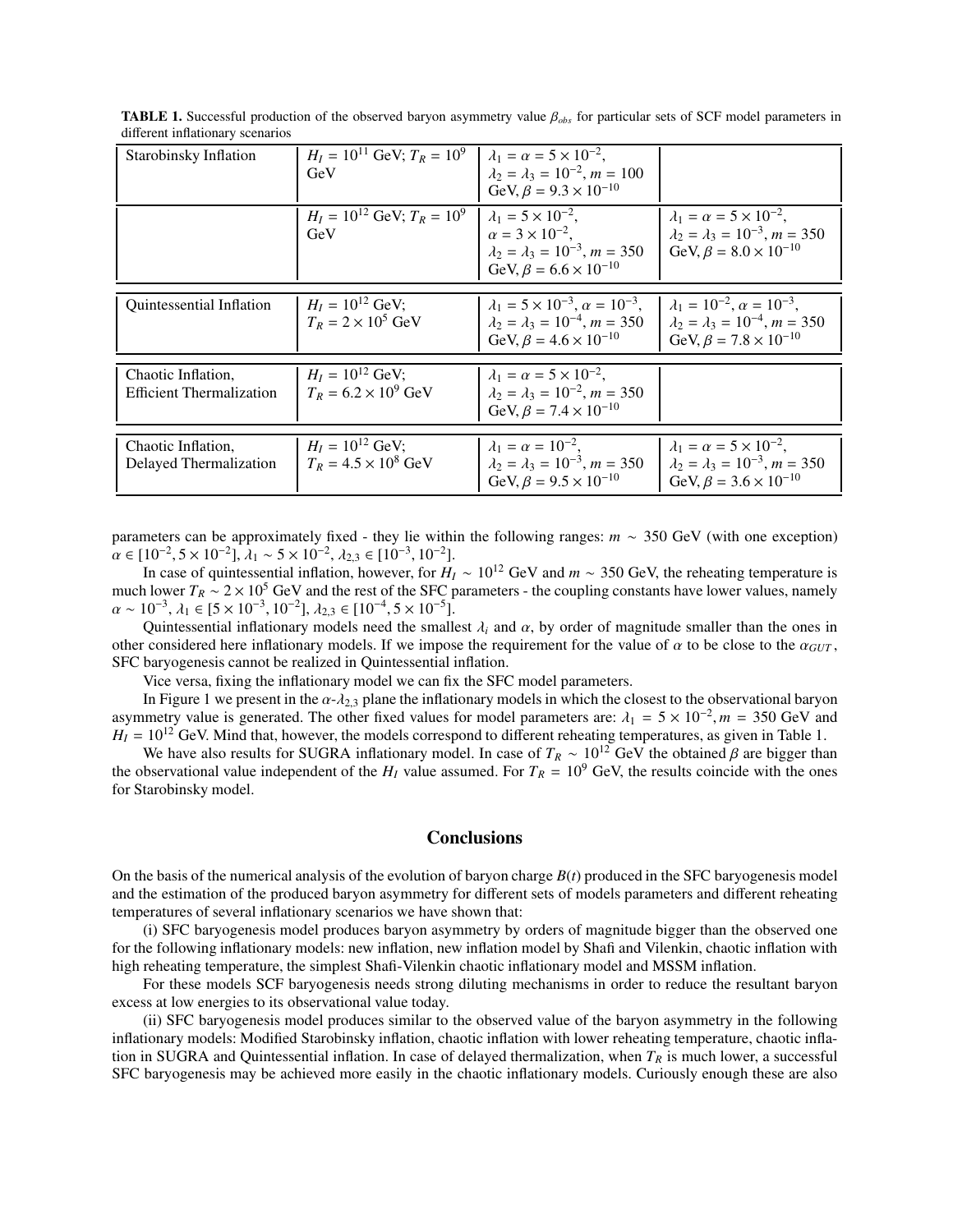**TABLE 1.** Successful production of the observed baryon asymmetry value $\beta_{obs}$ for particular sets of SCF model parameters in different inflationary scenarios

| | | | |
|---|---|---|---|
| Starobinsky Inflation | $H_I = 10^{11}$ GeV; $T_R = 10^9$ GeV | $\lambda_1 = \alpha = 5 \times 10^{-2}$, $\lambda_2 = \lambda_3 = 10^{-2}$, $m = 100$ GeV, $\beta = 9.3 \times 10^{-10}$ | |
| | $H_I = 10^{12}$ GeV; $T_R = 10^9$ GeV | $\lambda_1 = 5 \times 10^{-2}$, $\alpha = 3 \times 10^{-2}$, $\lambda_2 = \lambda_3 = 10^{-3}$, $m = 350$ GeV, $\beta = 6.6 \times 10^{-10}$ | $\lambda_1 = \alpha = 5 \times 10^{-2}$, $\lambda_2 = \lambda_3 = 10^{-3}$, $m = 350$ GeV, $\beta = 8.0 \times 10^{-10}$ |
| Quintessential Inflation | $H_I = 10^{12}$ GeV; $T_R = 2 \times 10^5$ GeV | $\lambda_1 = 5 \times 10^{-3}$, $\alpha = 10^{-3}$, $\lambda_2 = \lambda_3 = 10^{-4}$, $m = 350$ GeV, $\beta = 4.6 \times 10^{-10}$ | $\lambda_1 = 10^{-2}$, $\alpha = 10^{-3}$, $\lambda_2 = \lambda_3 = 10^{-4}$, $m = 350$ GeV, $\beta = 7.8 \times 10^{-10}$ |
| Chaotic Inflation, Efficient Thermalization | $H_I = 10^{12}$ GeV; $T_R = 6.2 \times 10^9$ GeV | $\lambda_1 = \alpha = 5 \times 10^{-2}$, $\lambda_2 = \lambda_3 = 10^{-2}$, $m = 350$ GeV, $\beta = 7.4 \times 10^{-10}$ | |
| Chaotic Inflation, Delayed Thermalization | $H_I = 10^{12}$ GeV; $T_R = 4.5 \times 10^8$ GeV | $\lambda_1 = \alpha = 10^{-2}$, $\lambda_2 = \lambda_3 = 10^{-3}$, $m = 350$ GeV, $\beta = 9.5 \times 10^{-10}$ | $\lambda_1 = \alpha = 5 \times 10^{-2}$, $\lambda_2 = \lambda_3 = 10^{-3}$, $m = 350$ GeV, $\beta = 3.6 \times 10^{-10}$ |

parameters can be approximately fixed - they lie within the following ranges: $m \sim 350$ GeV (with one exception) $\alpha \in [10^{-2}, 5 \times 10^{-2}]$, $\lambda_1 \sim 5 \times 10^{-2}$, $\lambda_{2,3} \in [10^{-3}, 10^{-2}]$.

In case of quintessential inflation, however, for $H_I \sim 10^{12}$ GeV and $m \sim 350$ GeV, the reheating temperature is much lower $T_R \sim 2 \times 10^5$ GeV and the rest of the SFC parameters - the coupling constants have lower values, namely $\alpha \sim 10^{-3}$, $\lambda_1 \in [5 \times 10^{-3}, 10^{-2}]$, $\lambda_{2,3} \in [10^{-4}, 5 \times 10^{-5}]$.

Quintessential inflationary models need the smallest $\lambda_i$ and $\alpha$, by order of magnitude smaller than the ones in other considered here inflationary models. If we impose the requirement for the value of $\alpha$ to be close to the $\alpha_{GUT}$, SFC baryogenesis cannot be realized in Quintessential inflation.

Vice versa, fixing the inflationary model we can fix the SFC model parameters.

In Figure 1 we present in the $\alpha$-$\lambda_{2,3}$ plane the inflationary models in which the closest to the observational baryon asymmetry value is generated. The other fixed values for model parameters are: $\lambda_1 = 5 \times 10^{-2}, m = 350$ GeV and $H_I = 10^{12}$ GeV. Mind that, however, the models correspond to different reheating temperatures, as given in Table 1.

We have also results for SUGRA inflationary model. In case of $T_R \sim 10^{12}$ GeV the obtained $\beta$ are bigger than the observational value independent of the $H_I$ value assumed. For $T_R = 10^9$ GeV, the results coincide with the ones for Starobinsky model.

## Conclusions

On the basis of the numerical analysis of the evolution of baryon charge $B(t)$ produced in the SFC baryogenesis model and the estimation of the produced baryon asymmetry for different sets of models parameters and different reheating temperatures of several inflationary scenarios we have shown that:

(i) SFC baryogenesis model produces baryon asymmetry by orders of magnitude bigger than the observed one for the following inflationary models: new inflation, new inflation model by Shafi and Vilenkin, chaotic inflation with high reheating temperature, the simplest Shafi-Vilenkin chaotic inflationary model and MSSM inflation.

For these models SCF baryogenesis needs strong diluting mechanisms in order to reduce the resultant baryon excess at low energies to its observational value today.

(ii) SFC baryogenesis model produces similar to the observed value of the baryon asymmetry in the following inflationary models: Modified Starobinsky inflation, chaotic inflation with lower reheating temperature, chaotic inflation in SUGRA and Quintessential inflation. In case of delayed thermalization, when $T_R$ is much lower, a successful SFC baryogenesis may be achieved more easily in the chaotic inflationary models. Curiously enough these are also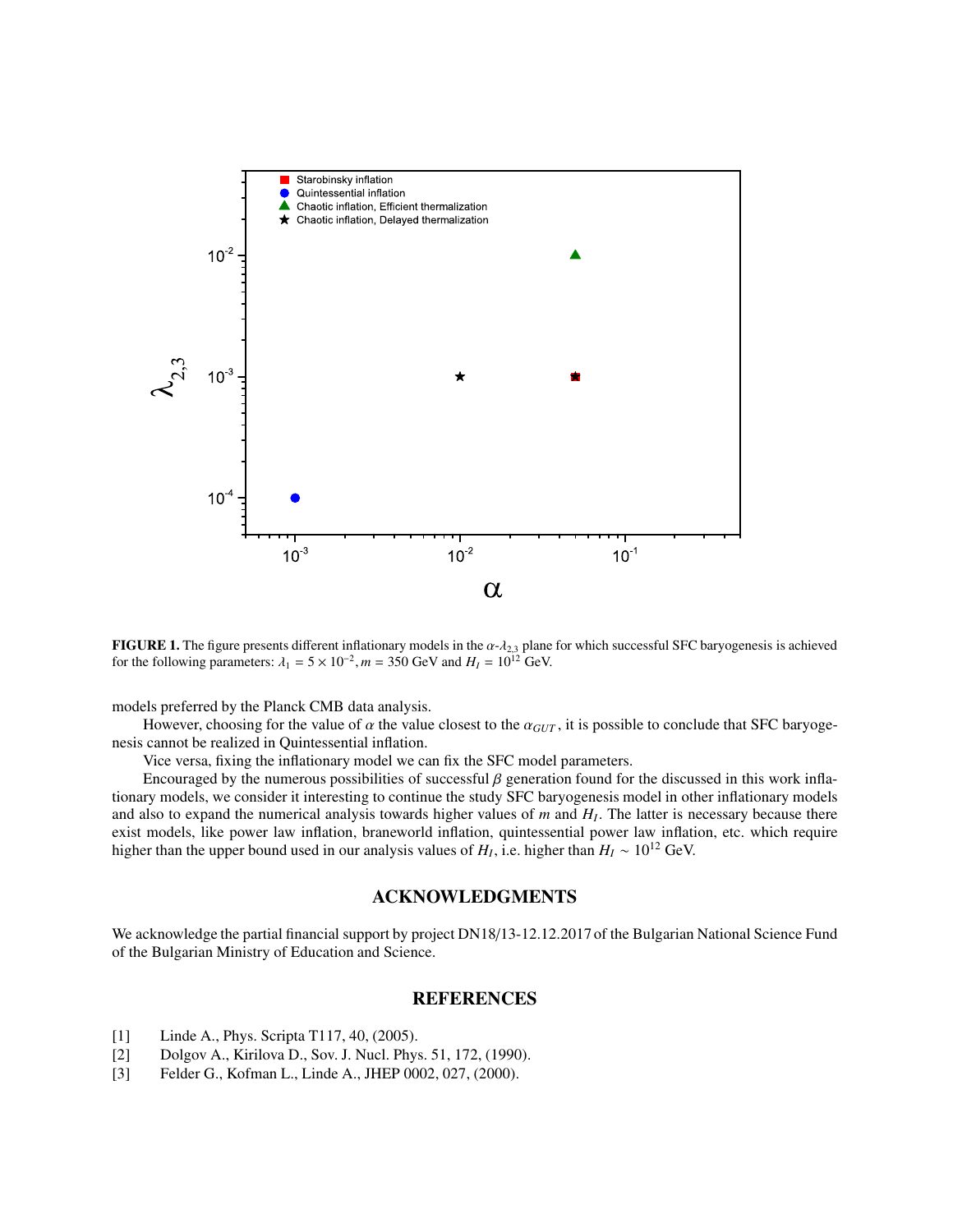**FIGURE 1.** The figure presents different inflationary models in the $\alpha$-$\lambda_{2,3}$ plane for which successful SFC baryogenesis is achieved for the following parameters: $\lambda_1 = 5 \times 10^{-2}$, $m = 350$ GeV and $H_I = 10^{12}$ GeV.

models preferred by the Planck CMB data analysis.

However, choosing for the value of $\alpha$ the value closest to the $\alpha_{GUT}$, it is possible to conclude that SFC baryogenesis cannot be realized in Quintessential inflation.

Vice versa, fixing the inflationary model we can fix the SFC model parameters.

Encouraged by the numerous possibilities of successful $\beta$ generation found for the discussed in this work inflationary models, we consider it interesting to continue the study SFC baryogenesis model in other inflationary models and also to expand the numerical analysis towards higher values of $m$ and $H_I$. The latter is necessary because there exist models, like power law inflation, braneworld inflation, quintessential power law inflation, etc. which require higher than the upper bound used in our analysis values of $H_I$, i.e. higher than $H_I \sim 10^{12}$ GeV.

## ACKNOWLEDGMENTS

We acknowledge the partial financial support by project DN18/13-12.12.2017 of the Bulgarian National Science Fund of the Bulgarian Ministry of Education and Science.

## REFERENCES

[1] Linde A., Phys. Scripta T117, 40, (2005).

[2] Dolgov A., Kirilova D., Sov. J. Nucl. Phys. 51, 172, (1990).

[3] Felder G., Kofman L., Linde A., JHEP 0002, 027, (2000).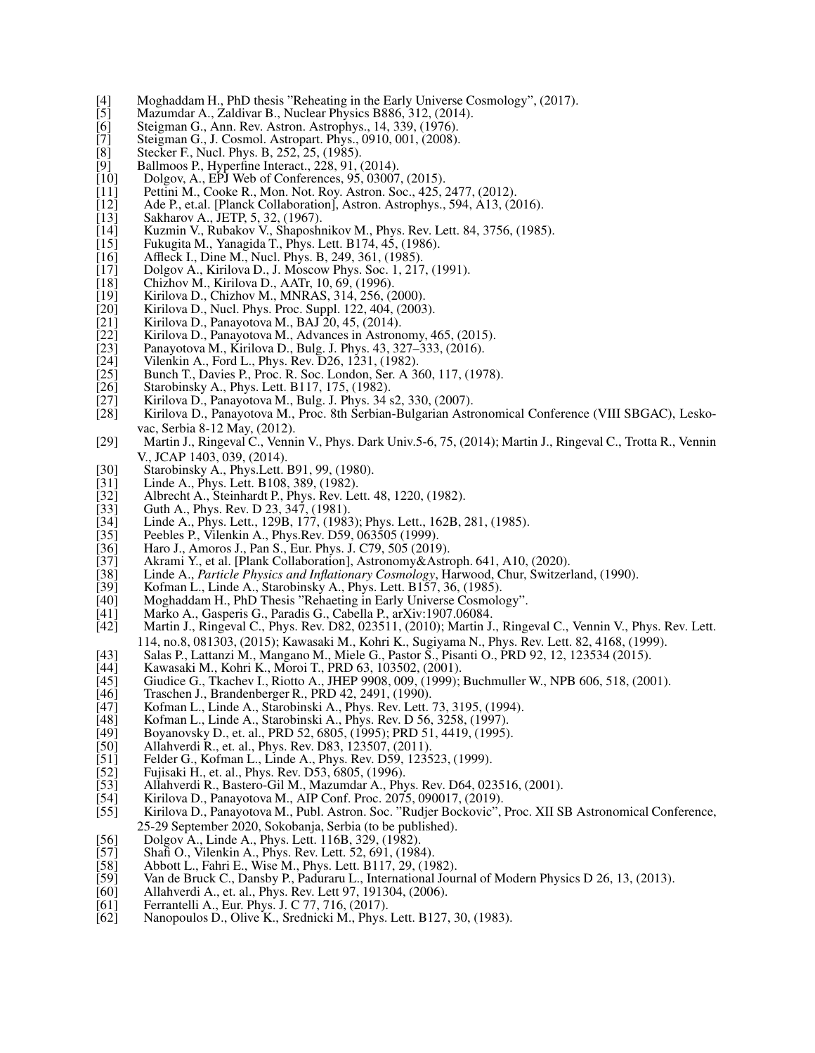[4] Moghaddam H., PhD thesis "Reheating in the Early Universe Cosmology", (2017).
[5] Mazumdar A., Zaldivar B., Nuclear Physics B886, 312, (2014).
[6] Steigman G., Ann. Rev. Astron. Astrophys., 14, 339, (1976).
[7] Steigman G., J. Cosmol. Astropart. Phys., 0910, 001, (2008).
[8] Stecker F., Nucl. Phys. B, 252, 25, (1985).
[9] Ballmoos P., Hyperfine Interact., 228, 91, (2014).
[10] Dolgov, A., EPJ Web of Conferences, 95, 03007, (2015).
[11] Pettini M., Cooke R., Mon. Not. Roy. Astron. Soc., 425, 2477, (2012).
[12] Ade P., et.al. [Planck Collaboration], Astron. Astrophys., 594, A13, (2016).
[13] Sakharov A., JETP, 5, 32, (1967).
[14] Kuzmin V., Rubakov V., Shaposhnikov M., Phys. Rev. Lett. 84, 3756, (1985).
[15] Fukugita M., Yanagida T., Phys. Lett. B174, 45, (1986).
[16] Affleck I., Dine M., Nucl. Phys. B, 249, 361, (1985).
[17] Dolgov A., Kirilova D., J. Moscow Phys. Soc. 1, 217, (1991).
[18] Chizhov M., Kirilova D., AATr, 10, 69, (1996).
[19] Kirilova D., Chizhov M., MNRAS, 314, 256, (2000).
[20] Kirilova D., Nucl. Phys. Proc. Suppl. 122, 404, (2003).
[21] Kirilova D., Panayotova M., BAJ 20, 45, (2014).
[22] Kirilova D., Panayotova M., Advances in Astronomy, 465, (2015).
[23] Panayotova M., Kirilova D., Bulg. J. Phys. 43, 327–333, (2016).
[24] Vilenkin A., Ford L., Phys. Rev. D26, 1231, (1982).
[25] Bunch T., Davies P., Proc. R. Soc. London, Ser. A 360, 117, (1978).
[26] Starobinsky A., Phys. Lett. B117, 175, (1982).
[27] Kirilova D., Panayotova M., Bulg. J. Phys. 34 s2, 330, (2007).
[28] Kirilova D., Panayotova M., Proc. 8th Serbian-Bulgarian Astronomical Conference (VIII SBGAC), Leskovac, Serbia 8-12 May, (2012).
[29] Martin J., Ringeval C., Vennin V., Phys. Dark Univ.5-6, 75, (2014); Martin J., Ringeval C., Trotta R., Vennin V., JCAP 1403, 039, (2014).
[30] Starobinsky A., Phys.Lett. B91, 99, (1980).
[31] Linde A., Phys. Lett. B108, 389, (1982).
[32] Albrecht A., Steinhardt P., Phys. Rev. Lett. 48, 1220, (1982).
[33] Guth A., Phys. Rev. D 23, 347, (1981).
[34] Linde A., Phys. Lett., 129B, 177, (1983); Phys. Lett., 162B, 281, (1985).
[35] Peebles P., Vilenkin A., Phys.Rev. D59, 063505 (1999).
[36] Haro J., Amoros J., Pan S., Eur. Phys. J. C79, 505 (2019).
[37] Akrami Y., et al. [Plank Collaboration], Astronomy&Astroph. 641, A10, (2020).
[38] Linde A., *Particle Physics and Inflationary Cosmology*, Harwood, Chur, Switzerland, (1990).
[39] Kofman L., Linde A., Starobinsky A., Phys. Lett. B157, 36, (1985).
[40] Moghaddam H., PhD Thesis "Rehaeting in Early Universe Cosmology".
[41] Marko A., Gasperis G., Paradis G., Cabella P., arXiv:1907.06084.
[42] Martin J., Ringeval C., Phys. Rev. D82, 023511, (2010); Martin J., Ringeval C., Vennin V., Phys. Rev. Lett. 114, no.8, 081303, (2015); Kawasaki M., Kohri K., Sugiyama N., Phys. Rev. Lett. 82, 4168, (1999).
[43] Salas P., Lattanzi M., Mangano M., Miele G., Pastor S., Pisanti O., PRD 92, 12, 123534 (2015).
[44] Kawasaki M., Kohri K., Moroi T., PRD 63, 103502, (2001).
[45] Giudice G., Tkachev I., Riotto A., JHEP 9908, 009, (1999); Buchmuller W., NPB 606, 518, (2001).
[46] Traschen J., Brandenberger R., PRD 42, 2491, (1990).
[47] Kofman L., Linde A., Starobinski A., Phys. Rev. Lett. 73, 3195, (1994).
[48] Kofman L., Linde A., Starobinski A., Phys. Rev. D 56, 3258, (1997).
[49] Boyanovsky D., et. al., PRD 52, 6805, (1995); PRD 51, 4419, (1995).
[50] Allahverdi R., et. al., Phys. Rev. D83, 123507, (2011).
[51] Felder G., Kofman L., Linde A., Phys. Rev. D59, 123523, (1999).
[52] Fujisaki H., et. al., Phys. Rev. D53, 6805, (1996).
[53] Allahverdi R., Bastero-Gil M., Mazumdar A., Phys. Rev. D64, 023516, (2001).
[54] Kirilova D., Panayotova M., AIP Conf. Proc. 2075, 090017, (2019).
[55] Kirilova D., Panayotova M., Publ. Astron. Soc. "Rudjer Bockovic", Proc. XII SB Astronomical Conference, 25-29 September 2020, Sokobanja, Serbia (to be published).
[56] Dolgov A., Linde A., Phys. Lett. 116B, 329, (1982).
[57] Shafi O., Vilenkin A., Phys. Rev. Lett. 52, 691, (1984).
[58] Abbott L., Fahri E., Wise M., Phys. Lett. B117, 29, (1982).
[59] Van de Bruck C., Dansby P., Paduraru L., International Journal of Modern Physics D 26, 13, (2013).
[60] Allahverdi A., et. al., Phys. Rev. Lett 97, 191304, (2006).
[61] Ferrantelli A., Eur. Phys. J. C 77, 716, (2017).
[62] Nanopoulos D., Olive K., Srednicki M., Phys. Lett. B127, 30, (1983).